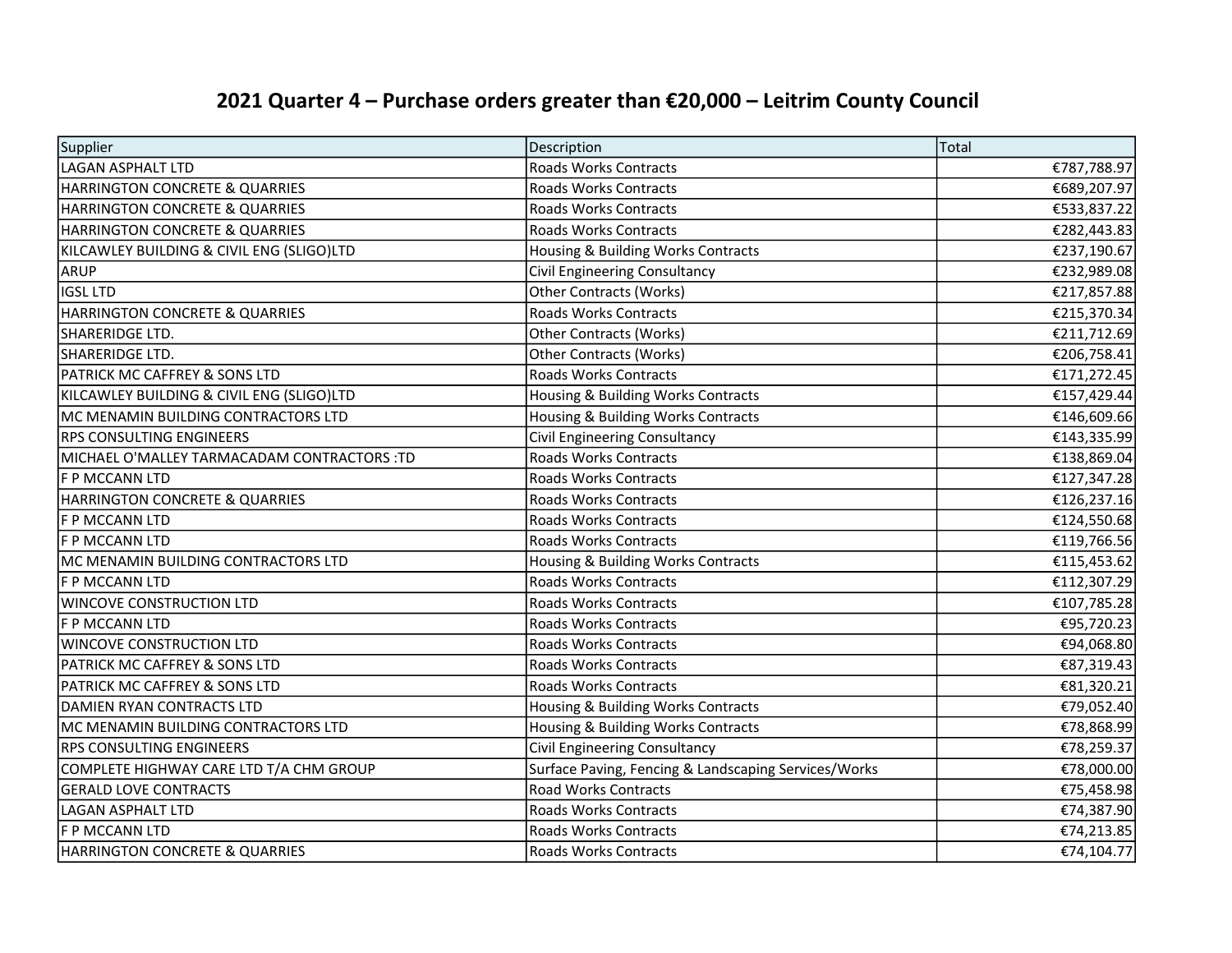# 2021 Quarter 4 – Purchase orders greater than €20,000 – Leitrim County Council

| Supplier | Description | Total |
|---|---|---|
| LAGAN ASPHALT LTD | Roads Works Contracts | €787,788.97 |
| HARRINGTON CONCRETE & QUARRIES | Roads Works Contracts | €689,207.97 |
| HARRINGTON CONCRETE & QUARRIES | Roads Works Contracts | €533,837.22 |
| HARRINGTON CONCRETE & QUARRIES | Roads Works Contracts | €282,443.83 |
| KILCAWLEY BUILDING & CIVIL ENG (SLIGO)LTD | Housing & Building Works Contracts | €237,190.67 |
| ARUP | Civil Engineering Consultancy | €232,989.08 |
| IGSL LTD | Other Contracts (Works) | €217,857.88 |
| HARRINGTON CONCRETE & QUARRIES | Roads Works Contracts | €215,370.34 |
| SHARERIDGE LTD. | Other Contracts (Works) | €211,712.69 |
| SHARERIDGE LTD. | Other Contracts (Works) | €206,758.41 |
| PATRICK MC CAFFREY & SONS LTD | Roads Works Contracts | €171,272.45 |
| KILCAWLEY BUILDING & CIVIL ENG (SLIGO)LTD | Housing & Building Works Contracts | €157,429.44 |
| MC MENAMIN BUILDING CONTRACTORS LTD | Housing & Building Works Contracts | €146,609.66 |
| RPS CONSULTING ENGINEERS | Civil Engineering Consultancy | €143,335.99 |
| MICHAEL O'MALLEY TARMACADAM CONTRACTORS :TD | Roads Works Contracts | €138,869.04 |
| F P MCCANN LTD | Roads Works Contracts | €127,347.28 |
| HARRINGTON CONCRETE & QUARRIES | Roads Works Contracts | €126,237.16 |
| F P MCCANN LTD | Roads Works Contracts | €124,550.68 |
| F P MCCANN LTD | Roads Works Contracts | €119,766.56 |
| MC MENAMIN BUILDING CONTRACTORS LTD | Housing & Building Works Contracts | €115,453.62 |
| F P MCCANN LTD | Roads Works Contracts | €112,307.29 |
| WINCOVE CONSTRUCTION LTD | Roads Works Contracts | €107,785.28 |
| F P MCCANN LTD | Roads Works Contracts | €95,720.23 |
| WINCOVE CONSTRUCTION LTD | Roads Works Contracts | €94,068.80 |
| PATRICK MC CAFFREY & SONS LTD | Roads Works Contracts | €87,319.43 |
| PATRICK MC CAFFREY & SONS LTD | Roads Works Contracts | €81,320.21 |
| DAMIEN RYAN CONTRACTS LTD | Housing & Building Works Contracts | €79,052.40 |
| MC MENAMIN BUILDING CONTRACTORS LTD | Housing & Building Works Contracts | €78,868.99 |
| RPS CONSULTING ENGINEERS | Civil Engineering Consultancy | €78,259.37 |
| COMPLETE HIGHWAY CARE LTD T/A CHM GROUP | Surface Paving, Fencing & Landscaping Services/Works | €78,000.00 |
| GERALD LOVE CONTRACTS | Road Works Contracts | €75,458.98 |
| LAGAN ASPHALT LTD | Roads Works Contracts | €74,387.90 |
| F P MCCANN LTD | Roads Works Contracts | €74,213.85 |
| HARRINGTON CONCRETE & QUARRIES | Roads Works Contracts | €74,104.77 |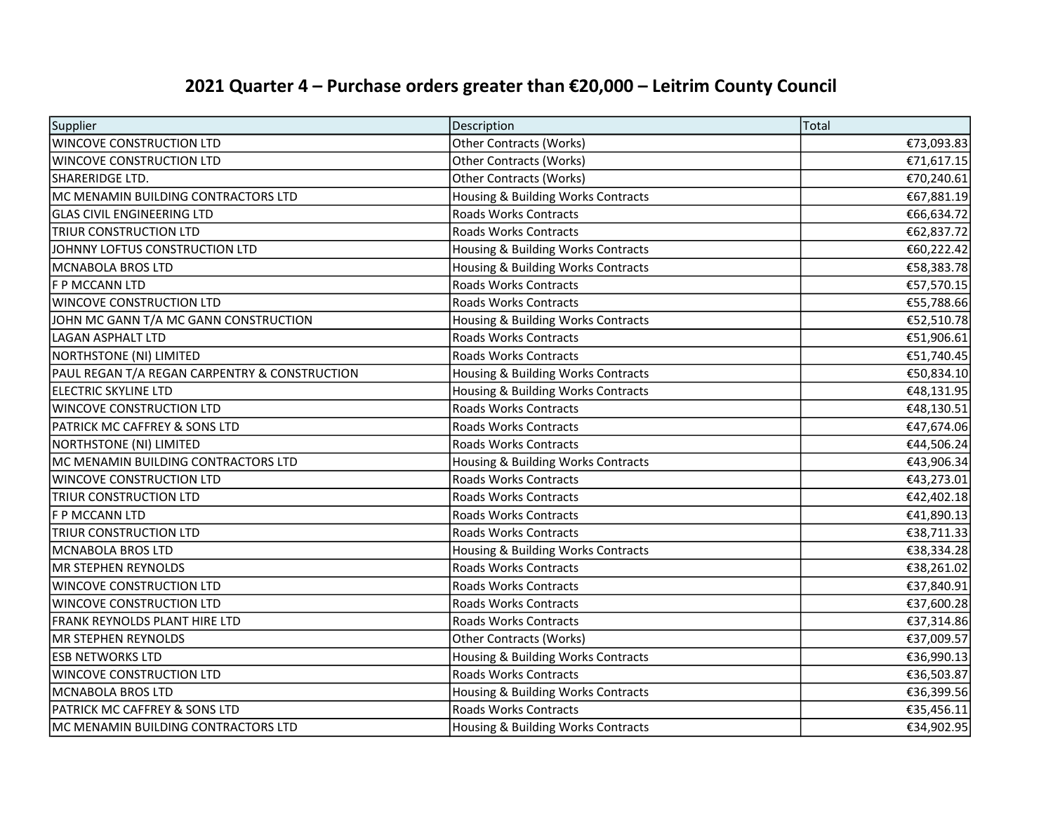# 2021 Quarter 4 – Purchase orders greater than €20,000 – Leitrim County Council

| Supplier | Description | Total |
|---|---|---|
| WINCOVE CONSTRUCTION LTD | Other Contracts (Works) | €73,093.83 |
| WINCOVE CONSTRUCTION LTD | Other Contracts (Works) | €71,617.15 |
| SHARERIDGE LTD. | Other Contracts (Works) | €70,240.61 |
| MC MENAMIN BUILDING CONTRACTORS LTD | Housing & Building Works Contracts | €67,881.19 |
| GLAS CIVIL ENGINEERING LTD | Roads Works Contracts | €66,634.72 |
| TRIUR CONSTRUCTION LTD | Roads Works Contracts | €62,837.72 |
| JOHNNY LOFTUS CONSTRUCTION LTD | Housing & Building Works Contracts | €60,222.42 |
| MCNABOLA BROS LTD | Housing & Building Works Contracts | €58,383.78 |
| F P MCCANN LTD | Roads Works Contracts | €57,570.15 |
| WINCOVE CONSTRUCTION LTD | Roads Works Contracts | €55,788.66 |
| JOHN MC GANN T/A MC GANN CONSTRUCTION | Housing & Building Works Contracts | €52,510.78 |
| LAGAN ASPHALT LTD | Roads Works Contracts | €51,906.61 |
| NORTHSTONE (NI) LIMITED | Roads Works Contracts | €51,740.45 |
| PAUL REGAN T/A REGAN CARPENTRY & CONSTRUCTION | Housing & Building Works Contracts | €50,834.10 |
| ELECTRIC SKYLINE LTD | Housing & Building Works Contracts | €48,131.95 |
| WINCOVE CONSTRUCTION LTD | Roads Works Contracts | €48,130.51 |
| PATRICK MC CAFFREY & SONS LTD | Roads Works Contracts | €47,674.06 |
| NORTHSTONE (NI) LIMITED | Roads Works Contracts | €44,506.24 |
| MC MENAMIN BUILDING CONTRACTORS LTD | Housing & Building Works Contracts | €43,906.34 |
| WINCOVE CONSTRUCTION LTD | Roads Works Contracts | €43,273.01 |
| TRIUR CONSTRUCTION LTD | Roads Works Contracts | €42,402.18 |
| F P MCCANN LTD | Roads Works Contracts | €41,890.13 |
| TRIUR CONSTRUCTION LTD | Roads Works Contracts | €38,711.33 |
| MCNABOLA BROS LTD | Housing & Building Works Contracts | €38,334.28 |
| MR STEPHEN REYNOLDS | Roads Works Contracts | €38,261.02 |
| WINCOVE CONSTRUCTION LTD | Roads Works Contracts | €37,840.91 |
| WINCOVE CONSTRUCTION LTD | Roads Works Contracts | €37,600.28 |
| FRANK REYNOLDS PLANT HIRE LTD | Roads Works Contracts | €37,314.86 |
| MR STEPHEN REYNOLDS | Other Contracts (Works) | €37,009.57 |
| ESB NETWORKS LTD | Housing & Building Works Contracts | €36,990.13 |
| WINCOVE CONSTRUCTION LTD | Roads Works Contracts | €36,503.87 |
| MCNABOLA BROS LTD | Housing & Building Works Contracts | €36,399.56 |
| PATRICK MC CAFFREY & SONS LTD | Roads Works Contracts | €35,456.11 |
| MC MENAMIN BUILDING CONTRACTORS LTD | Housing & Building Works Contracts | €34,902.95 |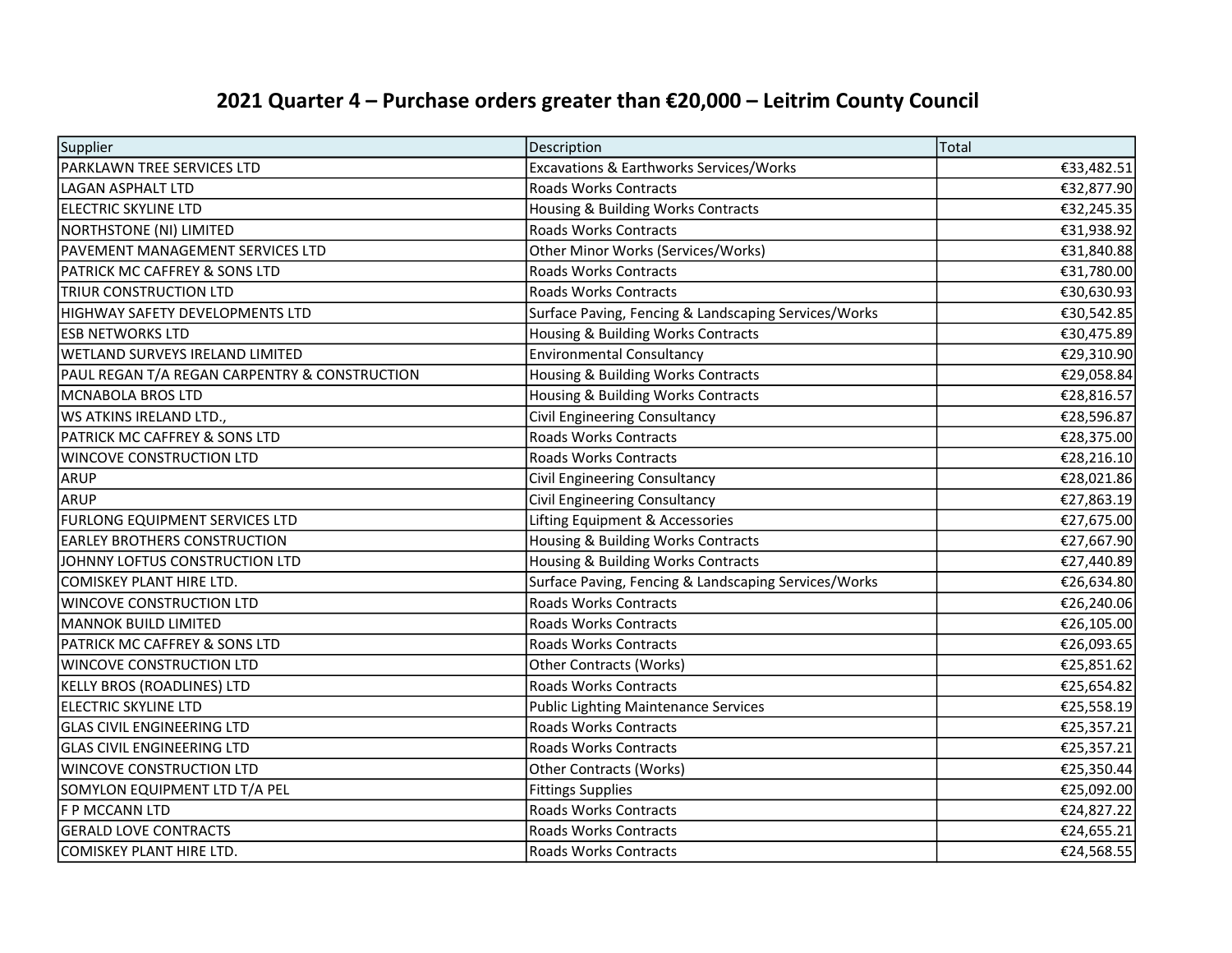# 2021 Quarter 4 – Purchase orders greater than €20,000 – Leitrim County Council

| Supplier | Description | Total |
|---|---|---|
| PARKLAWN TREE SERVICES LTD | Excavations & Earthworks Services/Works | €33,482.51 |
| LAGAN ASPHALT LTD | Roads Works Contracts | €32,877.90 |
| ELECTRIC SKYLINE LTD | Housing & Building Works Contracts | €32,245.35 |
| NORTHSTONE (NI) LIMITED | Roads Works Contracts | €31,938.92 |
| PAVEMENT MANAGEMENT SERVICES LTD | Other Minor Works (Services/Works) | €31,840.88 |
| PATRICK MC CAFFREY & SONS LTD | Roads Works Contracts | €31,780.00 |
| TRIUR CONSTRUCTION LTD | Roads Works Contracts | €30,630.93 |
| HIGHWAY SAFETY DEVELOPMENTS LTD | Surface Paving, Fencing & Landscaping Services/Works | €30,542.85 |
| ESB NETWORKS LTD | Housing & Building Works Contracts | €30,475.89 |
| WETLAND SURVEYS IRELAND LIMITED | Environmental Consultancy | €29,310.90 |
| PAUL REGAN T/A REGAN CARPENTRY & CONSTRUCTION | Housing & Building Works Contracts | €29,058.84 |
| MCNABOLA BROS LTD | Housing & Building Works Contracts | €28,816.57 |
| WS ATKINS IRELAND LTD., | Civil Engineering Consultancy | €28,596.87 |
| PATRICK MC CAFFREY & SONS LTD | Roads Works Contracts | €28,375.00 |
| WINCOVE CONSTRUCTION LTD | Roads Works Contracts | €28,216.10 |
| ARUP | Civil Engineering Consultancy | €28,021.86 |
| ARUP | Civil Engineering Consultancy | €27,863.19 |
| FURLONG EQUIPMENT SERVICES LTD | Lifting Equipment & Accessories | €27,675.00 |
| EARLEY BROTHERS CONSTRUCTION | Housing & Building Works Contracts | €27,667.90 |
| JOHNNY LOFTUS CONSTRUCTION LTD | Housing & Building Works Contracts | €27,440.89 |
| COMISKEY PLANT HIRE LTD. | Surface Paving, Fencing & Landscaping Services/Works | €26,634.80 |
| WINCOVE CONSTRUCTION LTD | Roads Works Contracts | €26,240.06 |
| MANNOK BUILD LIMITED | Roads Works Contracts | €26,105.00 |
| PATRICK MC CAFFREY & SONS LTD | Roads Works Contracts | €26,093.65 |
| WINCOVE CONSTRUCTION LTD | Other Contracts (Works) | €25,851.62 |
| KELLY BROS (ROADLINES) LTD | Roads Works Contracts | €25,654.82 |
| ELECTRIC SKYLINE LTD | Public Lighting Maintenance Services | €25,558.19 |
| GLAS CIVIL ENGINEERING LTD | Roads Works Contracts | €25,357.21 |
| GLAS CIVIL ENGINEERING LTD | Roads Works Contracts | €25,357.21 |
| WINCOVE CONSTRUCTION LTD | Other Contracts (Works) | €25,350.44 |
| SOMYLON EQUIPMENT LTD T/A PEL | Fittings Supplies | €25,092.00 |
| F P MCCANN LTD | Roads Works Contracts | €24,827.22 |
| GERALD LOVE CONTRACTS | Roads Works Contracts | €24,655.21 |
| COMISKEY PLANT HIRE LTD. | Roads Works Contracts | €24,568.55 |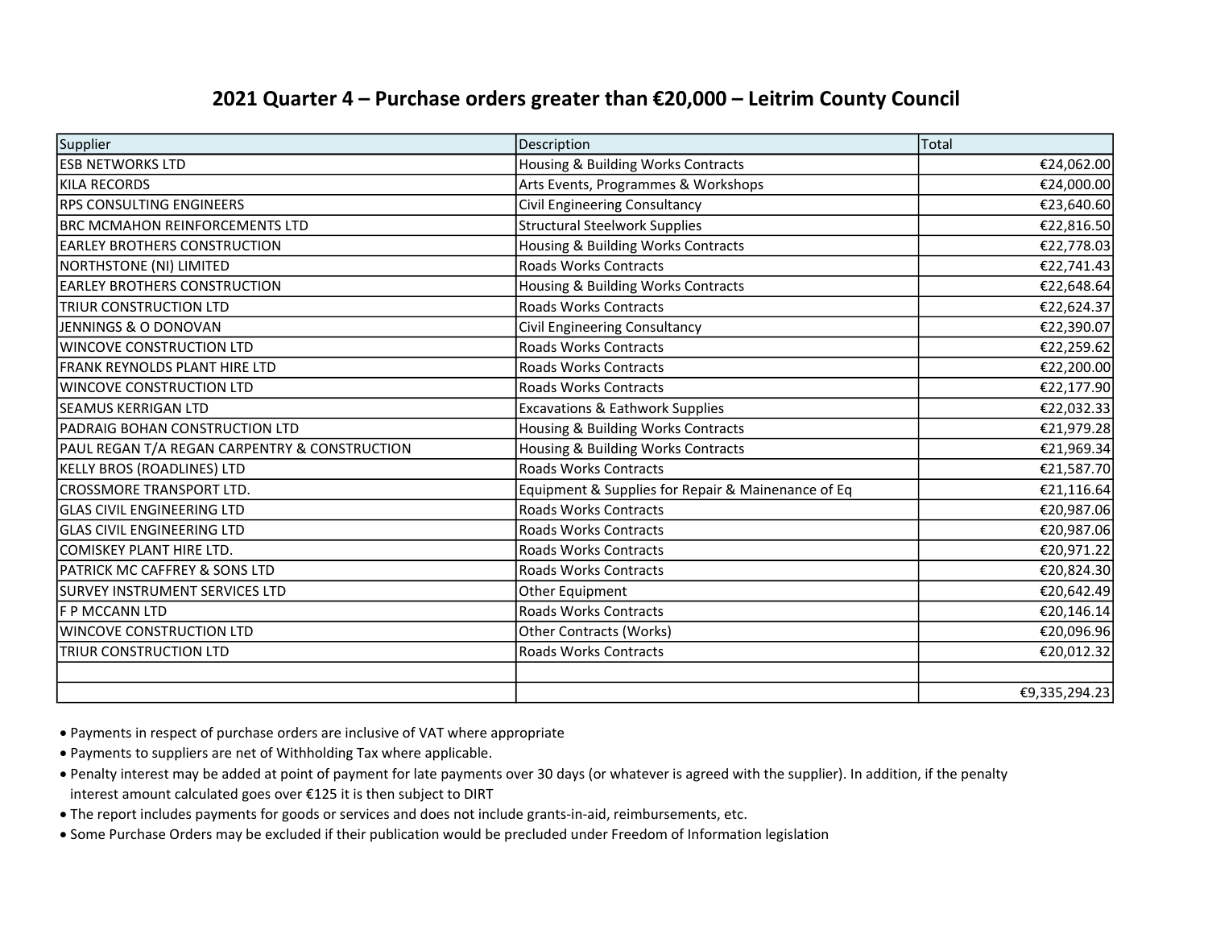## 2021 Quarter 4 – Purchase orders greater than €20,000 – Leitrim County Council

| Supplier | Description | Total |
|---|---|---|
| ESB NETWORKS LTD | Housing & Building Works Contracts | €24,062.00 |
| KILA RECORDS | Arts Events, Programmes & Workshops | €24,000.00 |
| RPS CONSULTING ENGINEERS | Civil Engineering Consultancy | €23,640.60 |
| BRC MCMAHON REINFORCEMENTS LTD | Structural Steelwork Supplies | €22,816.50 |
| EARLEY BROTHERS CONSTRUCTION | Housing & Building Works Contracts | €22,778.03 |
| NORTHSTONE (NI) LIMITED | Roads Works Contracts | €22,741.43 |
| EARLEY BROTHERS CONSTRUCTION | Housing & Building Works Contracts | €22,648.64 |
| TRIUR CONSTRUCTION LTD | Roads Works Contracts | €22,624.37 |
| JENNINGS & O DONOVAN | Civil Engineering Consultancy | €22,390.07 |
| WINCOVE CONSTRUCTION LTD | Roads Works Contracts | €22,259.62 |
| FRANK REYNOLDS PLANT HIRE LTD | Roads Works Contracts | €22,200.00 |
| WINCOVE CONSTRUCTION LTD | Roads Works Contracts | €22,177.90 |
| SEAMUS KERRIGAN LTD | Excavations & Eathwork Supplies | €22,032.33 |
| PADRAIG BOHAN CONSTRUCTION LTD | Housing & Building Works Contracts | €21,979.28 |
| PAUL REGAN T/A REGAN CARPENTRY & CONSTRUCTION | Housing & Building Works Contracts | €21,969.34 |
| KELLY BROS (ROADLINES) LTD | Roads Works Contracts | €21,587.70 |
| CROSSMORE TRANSPORT LTD. | Equipment & Supplies for Repair & Mainenance of Eq | €21,116.64 |
| GLAS CIVIL ENGINEERING LTD | Roads Works Contracts | €20,987.06 |
| GLAS CIVIL ENGINEERING LTD | Roads Works Contracts | €20,987.06 |
| COMISKEY PLANT HIRE LTD. | Roads Works Contracts | €20,971.22 |
| PATRICK MC CAFFREY & SONS LTD | Roads Works Contracts | €20,824.30 |
| SURVEY INSTRUMENT SERVICES LTD | Other Equipment | €20,642.49 |
| F P MCCANN LTD | Roads Works Contracts | €20,146.14 |
| WINCOVE CONSTRUCTION LTD | Other Contracts (Works) | €20,096.96 |
| TRIUR CONSTRUCTION LTD | Roads Works Contracts | €20,012.32 |
| | | |
| | | €9,335,294.23 |

- Payments in respect of purchase orders are inclusive of VAT where appropriate
- Payments to suppliers are net of Withholding Tax where applicable.
- Penalty interest may be added at point of payment for late payments over 30 days (or whatever is agreed with the supplier). In addition, if the penalty interest amount calculated goes over €125 it is then subject to DIRT
- The report includes payments for goods or services and does not include grants-in-aid, reimbursements, etc.
- Some Purchase Orders may be excluded if their publication would be precluded under Freedom of Information legislation